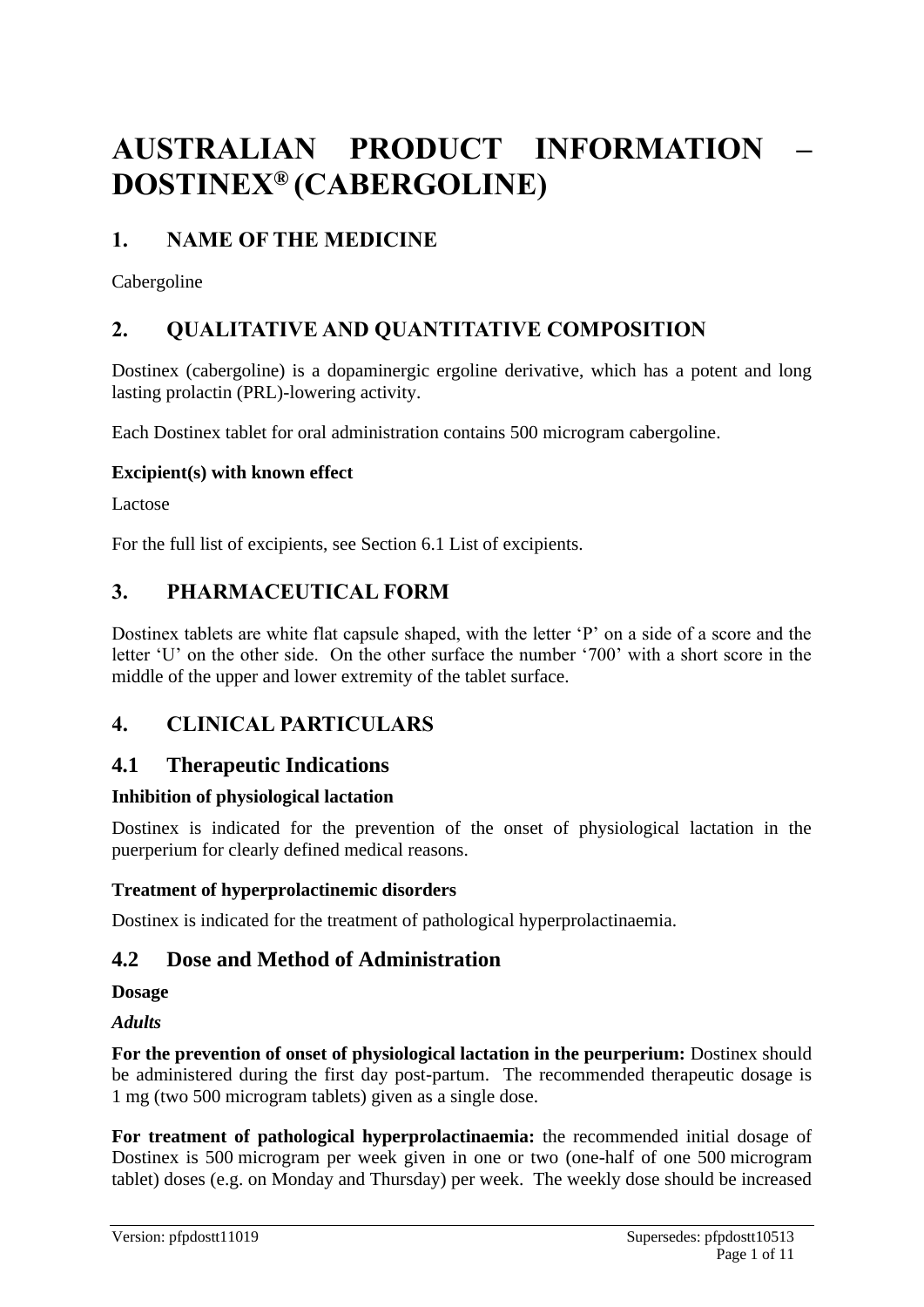# AUSTRALIAN PRODUCT INFORMATION – DOSTINEX® (CABERGOLINE)

## 1. NAME OF THE MEDICINE

Cabergoline

## 2. QUALITATIVE AND QUANTITATIVE COMPOSITION

Dostinex (cabergoline) is a dopaminergic ergoline derivative, which has a potent and long lasting prolactin (PRL)-lowering activity.

Each Dostinex tablet for oral administration contains 500 microgram cabergoline.

**Excipient(s) with known effect**

Lactose

For the full list of excipients, see Section 6.1 List of excipients.

## 3. PHARMACEUTICAL FORM

Dostinex tablets are white flat capsule shaped, with the letter 'P' on a side of a score and the letter 'U' on the other side. On the other surface the number '700' with a short score in the middle of the upper and lower extremity of the tablet surface.

## 4. CLINICAL PARTICULARS

### 4.1 Therapeutic Indications

**Inhibition of physiological lactation**

Dostinex is indicated for the prevention of the onset of physiological lactation in the puerperium for clearly defined medical reasons.

**Treatment of hyperprolactinemic disorders**

Dostinex is indicated for the treatment of pathological hyperprolactinaemia.

### 4.2 Dose and Method of Administration

**Dosage**

***Adults***

**For the prevention of onset of physiological lactation in the peurperium:** Dostinex should be administered during the first day post-partum. The recommended therapeutic dosage is 1 mg (two 500 microgram tablets) given as a single dose.

**For treatment of pathological hyperprolactinaemia:** the recommended initial dosage of Dostinex is 500 microgram per week given in one or two (one-half of one 500 microgram tablet) doses (e.g. on Monday and Thursday) per week. The weekly dose should be increased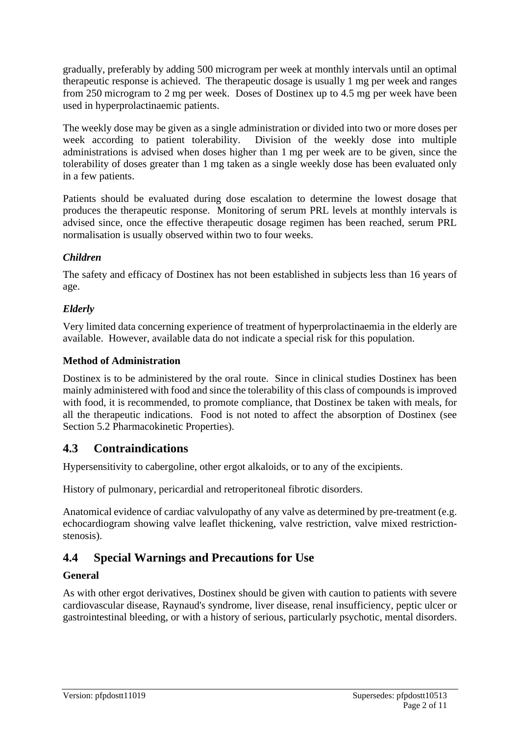gradually, preferably by adding 500 microgram per week at monthly intervals until an optimal therapeutic response is achieved. The therapeutic dosage is usually 1 mg per week and ranges from 250 microgram to 2 mg per week. Doses of Dostinex up to 4.5 mg per week have been used in hyperprolactinaemic patients.

The weekly dose may be given as a single administration or divided into two or more doses per week according to patient tolerability. Division of the weekly dose into multiple administrations is advised when doses higher than 1 mg per week are to be given, since the tolerability of doses greater than 1 mg taken as a single weekly dose has been evaluated only in a few patients.

Patients should be evaluated during dose escalation to determine the lowest dosage that produces the therapeutic response. Monitoring of serum PRL levels at monthly intervals is advised since, once the effective therapeutic dosage regimen has been reached, serum PRL normalisation is usually observed within two to four weeks.

### *Children*

The safety and efficacy of Dostinex has not been established in subjects less than 16 years of age.

### *Elderly*

Very limited data concerning experience of treatment of hyperprolactinaemia in the elderly are available. However, available data do not indicate a special risk for this population.

### Method of Administration

Dostinex is to be administered by the oral route. Since in clinical studies Dostinex has been mainly administered with food and since the tolerability of this class of compounds is improved with food, it is recommended, to promote compliance, that Dostinex be taken with meals, for all the therapeutic indications. Food is not noted to affect the absorption of Dostinex (see Section 5.2 Pharmacokinetic Properties).

## 4.3 Contraindications

Hypersensitivity to cabergoline, other ergot alkaloids, or to any of the excipients.

History of pulmonary, pericardial and retroperitoneal fibrotic disorders.

Anatomical evidence of cardiac valvulopathy of any valve as determined by pre-treatment (e.g. echocardiogram showing valve leaflet thickening, valve restriction, valve mixed restriction-stenosis).

## 4.4 Special Warnings and Precautions for Use

### General

As with other ergot derivatives, Dostinex should be given with caution to patients with severe cardiovascular disease, Raynaud's syndrome, liver disease, renal insufficiency, peptic ulcer or gastrointestinal bleeding, or with a history of serious, particularly psychotic, mental disorders.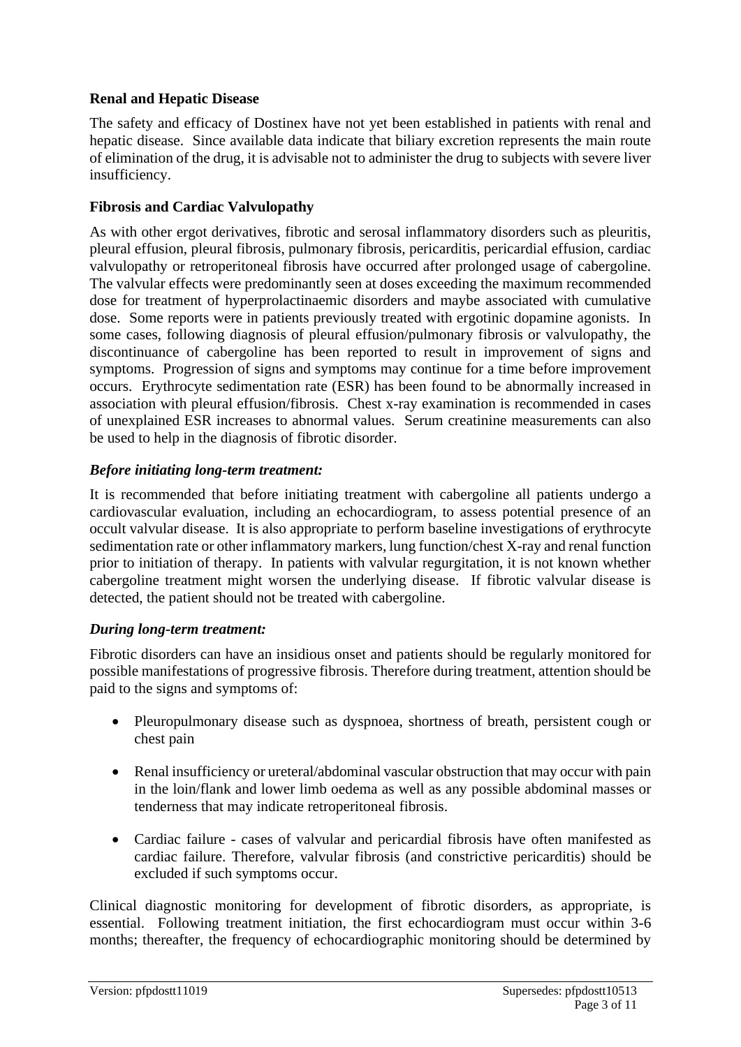**Renal and Hepatic Disease**

The safety and efficacy of Dostinex have not yet been established in patients with renal and hepatic disease. Since available data indicate that biliary excretion represents the main route of elimination of the drug, it is advisable not to administer the drug to subjects with severe liver insufficiency.

**Fibrosis and Cardiac Valvulopathy**

As with other ergot derivatives, fibrotic and serosal inflammatory disorders such as pleuritis, pleural effusion, pleural fibrosis, pulmonary fibrosis, pericarditis, pericardial effusion, cardiac valvulopathy or retroperitoneal fibrosis have occurred after prolonged usage of cabergoline. The valvular effects were predominantly seen at doses exceeding the maximum recommended dose for treatment of hyperprolactinaemic disorders and maybe associated with cumulative dose. Some reports were in patients previously treated with ergotinic dopamine agonists. In some cases, following diagnosis of pleural effusion/pulmonary fibrosis or valvulopathy, the discontinuance of cabergoline has been reported to result in improvement of signs and symptoms. Progression of signs and symptoms may continue for a time before improvement occurs. Erythrocyte sedimentation rate (ESR) has been found to be abnormally increased in association with pleural effusion/fibrosis. Chest x-ray examination is recommended in cases of unexplained ESR increases to abnormal values. Serum creatinine measurements can also be used to help in the diagnosis of fibrotic disorder.

***Before initiating long-term treatment:***

It is recommended that before initiating treatment with cabergoline all patients undergo a cardiovascular evaluation, including an echocardiogram, to assess potential presence of an occult valvular disease. It is also appropriate to perform baseline investigations of erythrocyte sedimentation rate or other inflammatory markers, lung function/chest X-ray and renal function prior to initiation of therapy. In patients with valvular regurgitation, it is not known whether cabergoline treatment might worsen the underlying disease. If fibrotic valvular disease is detected, the patient should not be treated with cabergoline.

***During long-term treatment:***

Fibrotic disorders can have an insidious onset and patients should be regularly monitored for possible manifestations of progressive fibrosis. Therefore during treatment, attention should be paid to the signs and symptoms of:

- Pleuropulmonary disease such as dyspnoea, shortness of breath, persistent cough or chest pain
- Renal insufficiency or ureteral/abdominal vascular obstruction that may occur with pain in the loin/flank and lower limb oedema as well as any possible abdominal masses or tenderness that may indicate retroperitoneal fibrosis.
- Cardiac failure - cases of valvular and pericardial fibrosis have often manifested as cardiac failure. Therefore, valvular fibrosis (and constrictive pericarditis) should be excluded if such symptoms occur.

Clinical diagnostic monitoring for development of fibrotic disorders, as appropriate, is essential. Following treatment initiation, the first echocardiogram must occur within 3-6 months; thereafter, the frequency of echocardiographic monitoring should be determined by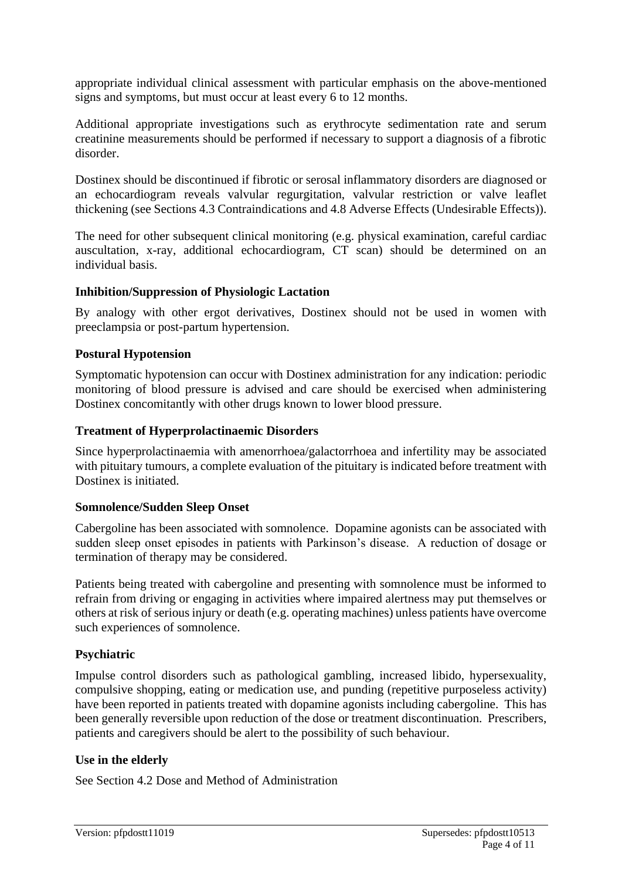appropriate individual clinical assessment with particular emphasis on the above-mentioned signs and symptoms, but must occur at least every 6 to 12 months.

Additional appropriate investigations such as erythrocyte sedimentation rate and serum creatinine measurements should be performed if necessary to support a diagnosis of a fibrotic disorder.

Dostinex should be discontinued if fibrotic or serosal inflammatory disorders are diagnosed or an echocardiogram reveals valvular regurgitation, valvular restriction or valve leaflet thickening (see Sections 4.3 Contraindications and 4.8 Adverse Effects (Undesirable Effects)).

The need for other subsequent clinical monitoring (e.g. physical examination, careful cardiac auscultation, x-ray, additional echocardiogram, CT scan) should be determined on an individual basis.

**Inhibition/Suppression of Physiologic Lactation**

By analogy with other ergot derivatives, Dostinex should not be used in women with preeclampsia or post-partum hypertension.

**Postural Hypotension**

Symptomatic hypotension can occur with Dostinex administration for any indication: periodic monitoring of blood pressure is advised and care should be exercised when administering Dostinex concomitantly with other drugs known to lower blood pressure.

**Treatment of Hyperprolactinaemic Disorders**

Since hyperprolactinaemia with amenorrhoea/galactorrhoea and infertility may be associated with pituitary tumours, a complete evaluation of the pituitary is indicated before treatment with Dostinex is initiated.

**Somnolence/Sudden Sleep Onset**

Cabergoline has been associated with somnolence. Dopamine agonists can be associated with sudden sleep onset episodes in patients with Parkinson's disease. A reduction of dosage or termination of therapy may be considered.

Patients being treated with cabergoline and presenting with somnolence must be informed to refrain from driving or engaging in activities where impaired alertness may put themselves or others at risk of serious injury or death (e.g. operating machines) unless patients have overcome such experiences of somnolence.

**Psychiatric**

Impulse control disorders such as pathological gambling, increased libido, hypersexuality, compulsive shopping, eating or medication use, and punding (repetitive purposeless activity) have been reported in patients treated with dopamine agonists including cabergoline. This has been generally reversible upon reduction of the dose or treatment discontinuation. Prescribers, patients and caregivers should be alert to the possibility of such behaviour.

**Use in the elderly**

See Section 4.2 Dose and Method of Administration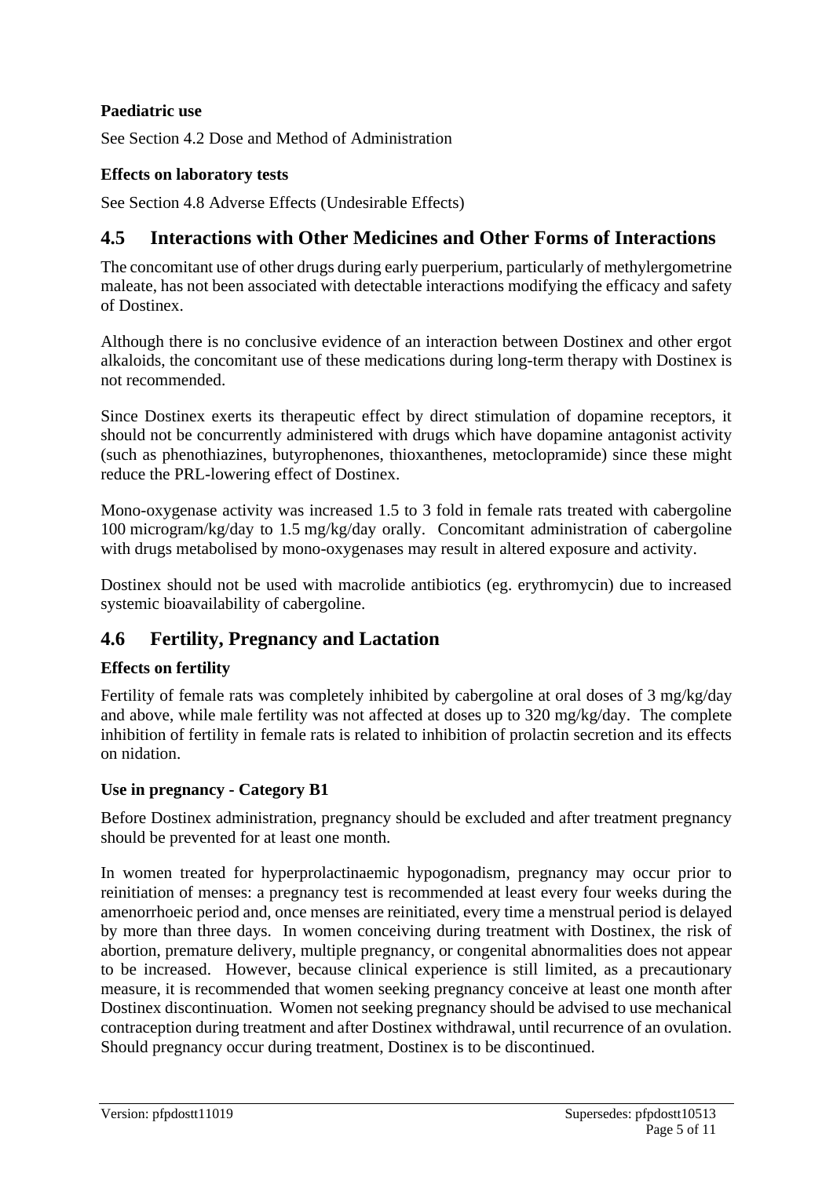**Paediatric use**

See Section 4.2 Dose and Method of Administration

**Effects on laboratory tests**

See Section 4.8 Adverse Effects (Undesirable Effects)

## 4.5 Interactions with Other Medicines and Other Forms of Interactions

The concomitant use of other drugs during early puerperium, particularly of methylergometrine maleate, has not been associated with detectable interactions modifying the efficacy and safety of Dostinex.

Although there is no conclusive evidence of an interaction between Dostinex and other ergot alkaloids, the concomitant use of these medications during long-term therapy with Dostinex is not recommended.

Since Dostinex exerts its therapeutic effect by direct stimulation of dopamine receptors, it should not be concurrently administered with drugs which have dopamine antagonist activity (such as phenothiazines, butyrophenones, thioxanthenes, metoclopramide) since these might reduce the PRL-lowering effect of Dostinex.

Mono-oxygenase activity was increased 1.5 to 3 fold in female rats treated with cabergoline 100 microgram/kg/day to 1.5 mg/kg/day orally. Concomitant administration of cabergoline with drugs metabolised by mono-oxygenases may result in altered exposure and activity.

Dostinex should not be used with macrolide antibiotics (eg. erythromycin) due to increased systemic bioavailability of cabergoline.

## 4.6 Fertility, Pregnancy and Lactation

**Effects on fertility**

Fertility of female rats was completely inhibited by cabergoline at oral doses of 3 mg/kg/day and above, while male fertility was not affected at doses up to 320 mg/kg/day. The complete inhibition of fertility in female rats is related to inhibition of prolactin secretion and its effects on nidation.

**Use in pregnancy - Category B1**

Before Dostinex administration, pregnancy should be excluded and after treatment pregnancy should be prevented for at least one month.

In women treated for hyperprolactinaemic hypogonadism, pregnancy may occur prior to reinitiation of menses: a pregnancy test is recommended at least every four weeks during the amenorrhoeic period and, once menses are reinitiated, every time a menstrual period is delayed by more than three days. In women conceiving during treatment with Dostinex, the risk of abortion, premature delivery, multiple pregnancy, or congenital abnormalities does not appear to be increased. However, because clinical experience is still limited, as a precautionary measure, it is recommended that women seeking pregnancy conceive at least one month after Dostinex discontinuation. Women not seeking pregnancy should be advised to use mechanical contraception during treatment and after Dostinex withdrawal, until recurrence of an ovulation. Should pregnancy occur during treatment, Dostinex is to be discontinued.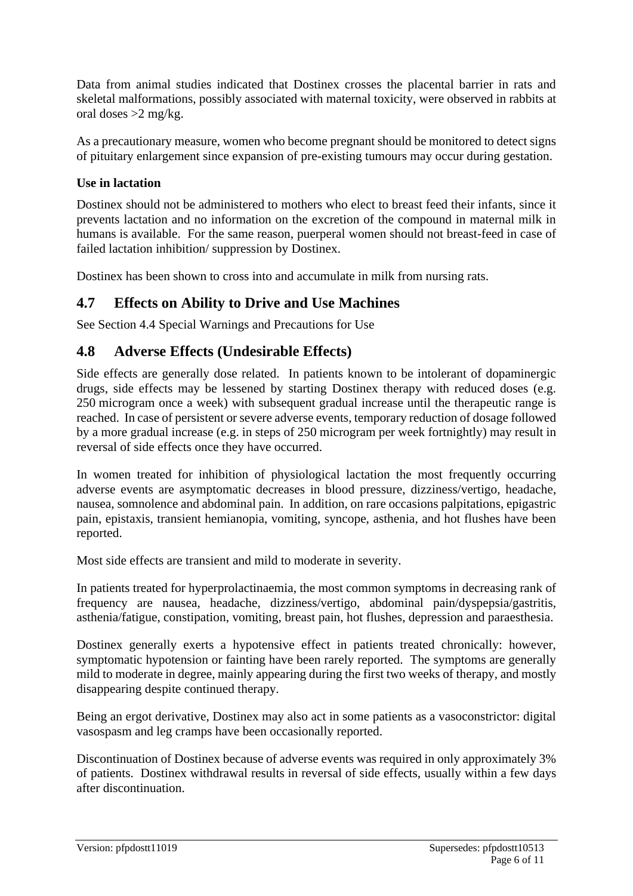Data from animal studies indicated that Dostinex crosses the placental barrier in rats and skeletal malformations, possibly associated with maternal toxicity, were observed in rabbits at oral doses >2 mg/kg.

As a precautionary measure, women who become pregnant should be monitored to detect signs of pituitary enlargement since expansion of pre-existing tumours may occur during gestation.

**Use in lactation**

Dostinex should not be administered to mothers who elect to breast feed their infants, since it prevents lactation and no information on the excretion of the compound in maternal milk in humans is available. For the same reason, puerperal women should not breast-feed in case of failed lactation inhibition/ suppression by Dostinex.

Dostinex has been shown to cross into and accumulate in milk from nursing rats.

## 4.7 Effects on Ability to Drive and Use Machines

See Section 4.4 Special Warnings and Precautions for Use

## 4.8 Adverse Effects (Undesirable Effects)

Side effects are generally dose related. In patients known to be intolerant of dopaminergic drugs, side effects may be lessened by starting Dostinex therapy with reduced doses (e.g. 250 microgram once a week) with subsequent gradual increase until the therapeutic range is reached. In case of persistent or severe adverse events, temporary reduction of dosage followed by a more gradual increase (e.g. in steps of 250 microgram per week fortnightly) may result in reversal of side effects once they have occurred.

In women treated for inhibition of physiological lactation the most frequently occurring adverse events are asymptomatic decreases in blood pressure, dizziness/vertigo, headache, nausea, somnolence and abdominal pain. In addition, on rare occasions palpitations, epigastric pain, epistaxis, transient hemianopia, vomiting, syncope, asthenia, and hot flushes have been reported.

Most side effects are transient and mild to moderate in severity.

In patients treated for hyperprolactinaemia, the most common symptoms in decreasing rank of frequency are nausea, headache, dizziness/vertigo, abdominal pain/dyspepsia/gastritis, asthenia/fatigue, constipation, vomiting, breast pain, hot flushes, depression and paraesthesia.

Dostinex generally exerts a hypotensive effect in patients treated chronically: however, symptomatic hypotension or fainting have been rarely reported. The symptoms are generally mild to moderate in degree, mainly appearing during the first two weeks of therapy, and mostly disappearing despite continued therapy.

Being an ergot derivative, Dostinex may also act in some patients as a vasoconstrictor: digital vasospasm and leg cramps have been occasionally reported.

Discontinuation of Dostinex because of adverse events was required in only approximately 3% of patients. Dostinex withdrawal results in reversal of side effects, usually within a few days after discontinuation.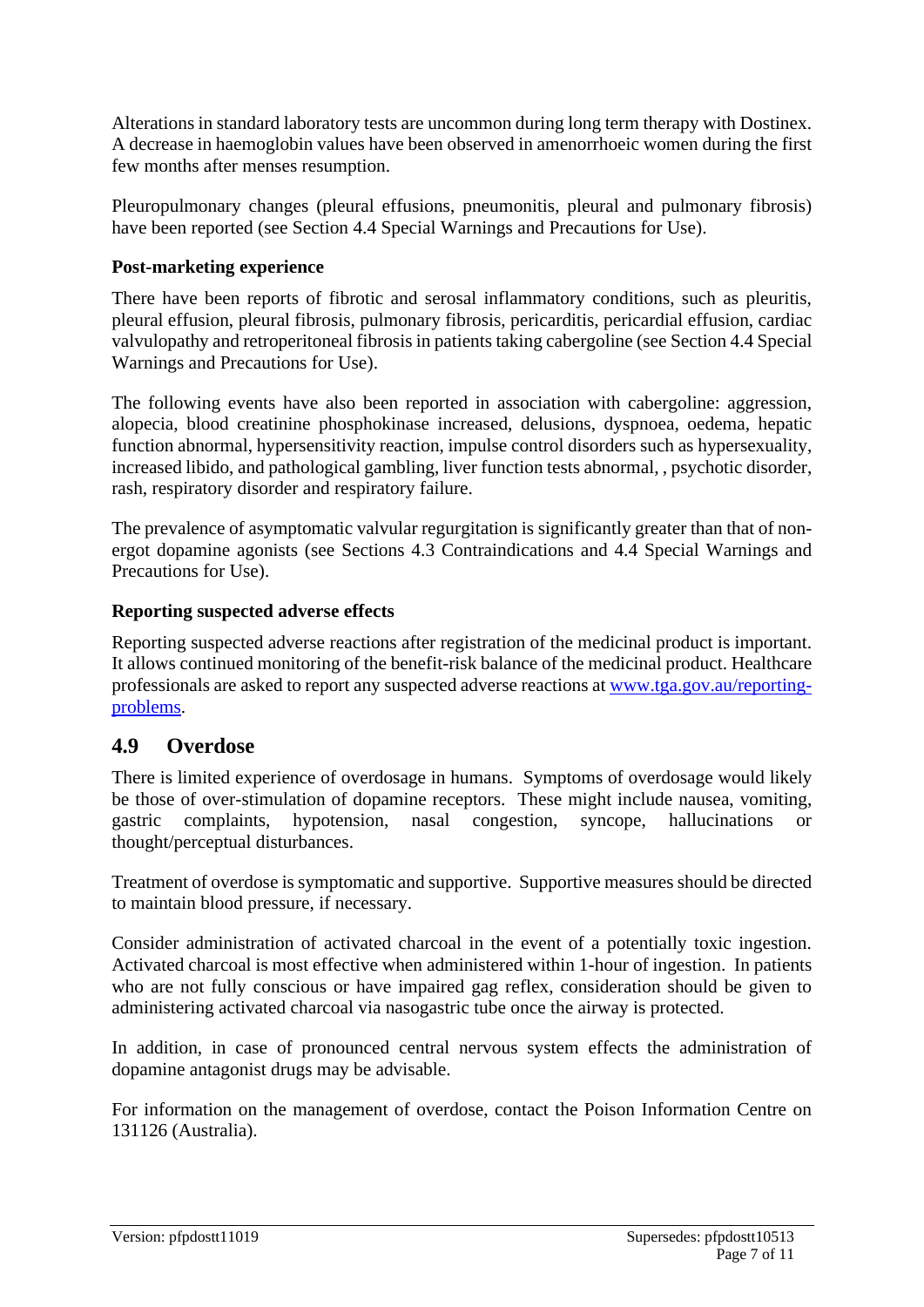Alterations in standard laboratory tests are uncommon during long term therapy with Dostinex. A decrease in haemoglobin values have been observed in amenorrhoeic women during the first few months after menses resumption.

Pleuropulmonary changes (pleural effusions, pneumonitis, pleural and pulmonary fibrosis) have been reported (see Section 4.4 Special Warnings and Precautions for Use).

**Post-marketing experience**

There have been reports of fibrotic and serosal inflammatory conditions, such as pleuritis, pleural effusion, pleural fibrosis, pulmonary fibrosis, pericarditis, pericardial effusion, cardiac valvulopathy and retroperitoneal fibrosis in patients taking cabergoline (see Section 4.4 Special Warnings and Precautions for Use).

The following events have also been reported in association with cabergoline: aggression, alopecia, blood creatinine phosphokinase increased, delusions, dyspnoea, oedema, hepatic function abnormal, hypersensitivity reaction, impulse control disorders such as hypersexuality, increased libido, and pathological gambling, liver function tests abnormal, , psychotic disorder, rash, respiratory disorder and respiratory failure.

The prevalence of asymptomatic valvular regurgitation is significantly greater than that of non-ergot dopamine agonists (see Sections 4.3 Contraindications and 4.4 Special Warnings and Precautions for Use).

**Reporting suspected adverse effects**

Reporting suspected adverse reactions after registration of the medicinal product is important. It allows continued monitoring of the benefit-risk balance of the medicinal product. Healthcare professionals are asked to report any suspected adverse reactions at www.tga.gov.au/reporting-problems.

## 4.9 Overdose

There is limited experience of overdosage in humans. Symptoms of overdosage would likely be those of over-stimulation of dopamine receptors. These might include nausea, vomiting, gastric complaints, hypotension, nasal congestion, syncope, hallucinations or thought/perceptual disturbances.

Treatment of overdose is symptomatic and supportive. Supportive measures should be directed to maintain blood pressure, if necessary.

Consider administration of activated charcoal in the event of a potentially toxic ingestion. Activated charcoal is most effective when administered within 1-hour of ingestion. In patients who are not fully conscious or have impaired gag reflex, consideration should be given to administering activated charcoal via nasogastric tube once the airway is protected.

In addition, in case of pronounced central nervous system effects the administration of dopamine antagonist drugs may be advisable.

For information on the management of overdose, contact the Poison Information Centre on 131126 (Australia).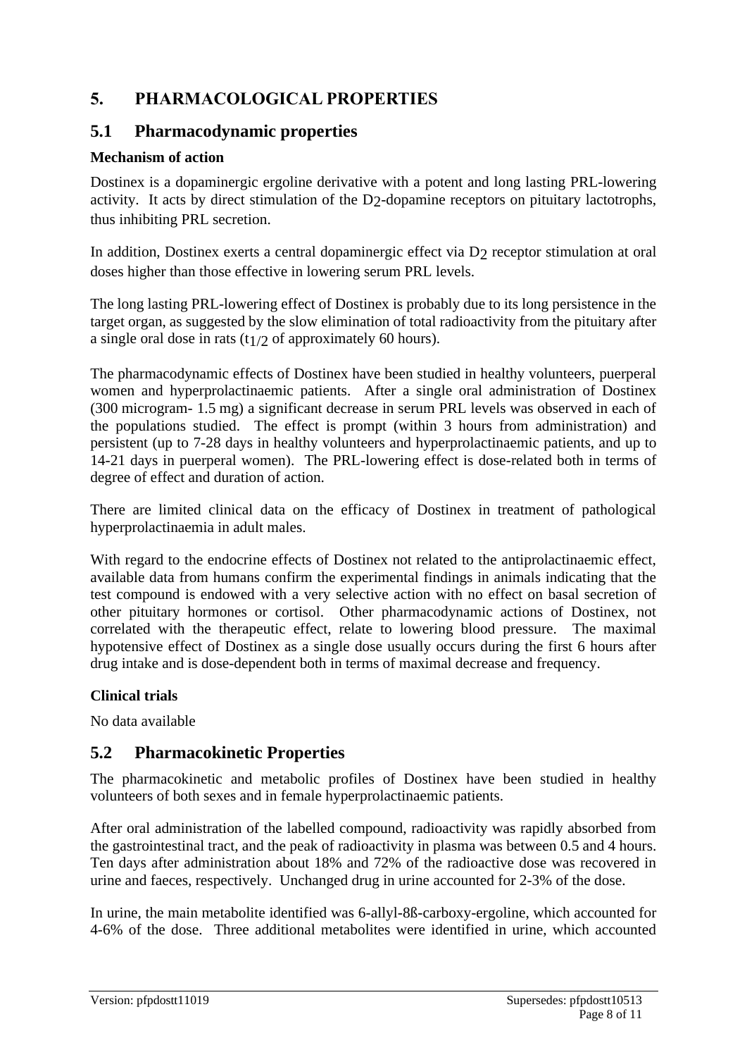# 5. PHARMACOLOGICAL PROPERTIES

## 5.1 Pharmacodynamic properties

**Mechanism of action**

Dostinex is a dopaminergic ergoline derivative with a potent and long lasting PRL-lowering activity. It acts by direct stimulation of the $D_2$-dopamine receptors on pituitary lactotrophs, thus inhibiting PRL secretion.

In addition, Dostinex exerts a central dopaminergic effect via $D_2$ receptor stimulation at oral doses higher than those effective in lowering serum PRL levels.

The long lasting PRL-lowering effect of Dostinex is probably due to its long persistence in the target organ, as suggested by the slow elimination of total radioactivity from the pituitary after a single oral dose in rats ($t_{1/2}$ of approximately 60 hours).

The pharmacodynamic effects of Dostinex have been studied in healthy volunteers, puerperal women and hyperprolactinaemic patients. After a single oral administration of Dostinex (300 microgram- 1.5 mg) a significant decrease in serum PRL levels was observed in each of the populations studied. The effect is prompt (within 3 hours from administration) and persistent (up to 7-28 days in healthy volunteers and hyperprolactinaemic patients, and up to 14-21 days in puerperal women). The PRL-lowering effect is dose-related both in terms of degree of effect and duration of action.

There are limited clinical data on the efficacy of Dostinex in treatment of pathological hyperprolactinaemia in adult males.

With regard to the endocrine effects of Dostinex not related to the antiprolactinaemic effect, available data from humans confirm the experimental findings in animals indicating that the test compound is endowed with a very selective action with no effect on basal secretion of other pituitary hormones or cortisol. Other pharmacodynamic actions of Dostinex, not correlated with the therapeutic effect, relate to lowering blood pressure. The maximal hypotensive effect of Dostinex as a single dose usually occurs during the first 6 hours after drug intake and is dose-dependent both in terms of maximal decrease and frequency.

**Clinical trials**

No data available

## 5.2 Pharmacokinetic Properties

The pharmacokinetic and metabolic profiles of Dostinex have been studied in healthy volunteers of both sexes and in female hyperprolactinaemic patients.

After oral administration of the labelled compound, radioactivity was rapidly absorbed from the gastrointestinal tract, and the peak of radioactivity in plasma was between 0.5 and 4 hours. Ten days after administration about 18% and 72% of the radioactive dose was recovered in urine and faeces, respectively. Unchanged drug in urine accounted for 2-3% of the dose.

In urine, the main metabolite identified was 6-allyl-8ß-carboxy-ergoline, which accounted for 4-6% of the dose. Three additional metabolites were identified in urine, which accounted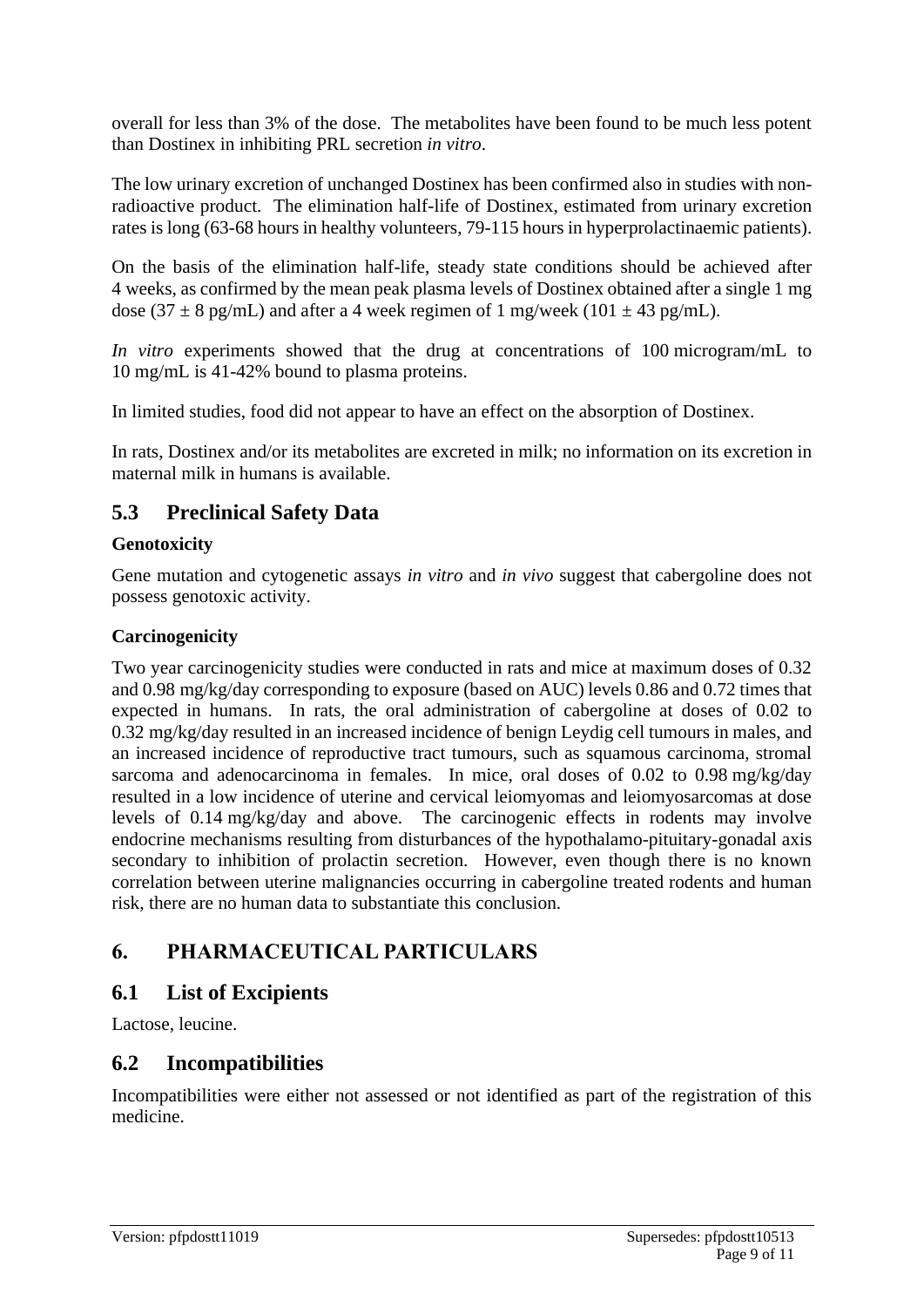overall for less than 3% of the dose. The metabolites have been found to be much less potent than Dostinex in inhibiting PRL secretion *in vitro*.

The low urinary excretion of unchanged Dostinex has been confirmed also in studies with non-radioactive product. The elimination half-life of Dostinex, estimated from urinary excretion rates is long (63-68 hours in healthy volunteers, 79-115 hours in hyperprolactinaemic patients).

On the basis of the elimination half-life, steady state conditions should be achieved after 4 weeks, as confirmed by the mean peak plasma levels of Dostinex obtained after a single 1 mg dose ($37 \pm 8$ pg/mL) and after a 4 week regimen of 1 mg/week ($101 \pm 43$ pg/mL).

*In vitro* experiments showed that the drug at concentrations of 100 microgram/mL to 10 mg/mL is 41-42% bound to plasma proteins.

In limited studies, food did not appear to have an effect on the absorption of Dostinex.

In rats, Dostinex and/or its metabolites are excreted in milk; no information on its excretion in maternal milk in humans is available.

## 5.3 Preclinical Safety Data

**Genotoxicity**

Gene mutation and cytogenetic assays *in vitro* and *in vivo* suggest that cabergoline does not possess genotoxic activity.

**Carcinogenicity**

Two year carcinogenicity studies were conducted in rats and mice at maximum doses of 0.32 and 0.98 mg/kg/day corresponding to exposure (based on AUC) levels 0.86 and 0.72 times that expected in humans. In rats, the oral administration of cabergoline at doses of 0.02 to 0.32 mg/kg/day resulted in an increased incidence of benign Leydig cell tumours in males, and an increased incidence of reproductive tract tumours, such as squamous carcinoma, stromal sarcoma and adenocarcinoma in females. In mice, oral doses of 0.02 to 0.98 mg/kg/day resulted in a low incidence of uterine and cervical leiomyomas and leiomyosarcomas at dose levels of 0.14 mg/kg/day and above. The carcinogenic effects in rodents may involve endocrine mechanisms resulting from disturbances of the hypothalamo-pituitary-gonadal axis secondary to inhibition of prolactin secretion. However, even though there is no known correlation between uterine malignancies occurring in cabergoline treated rodents and human risk, there are no human data to substantiate this conclusion.

# 6. PHARMACEUTICAL PARTICULARS

## 6.1 List of Excipients

Lactose, leucine.

## 6.2 Incompatibilities

Incompatibilities were either not assessed or not identified as part of the registration of this medicine.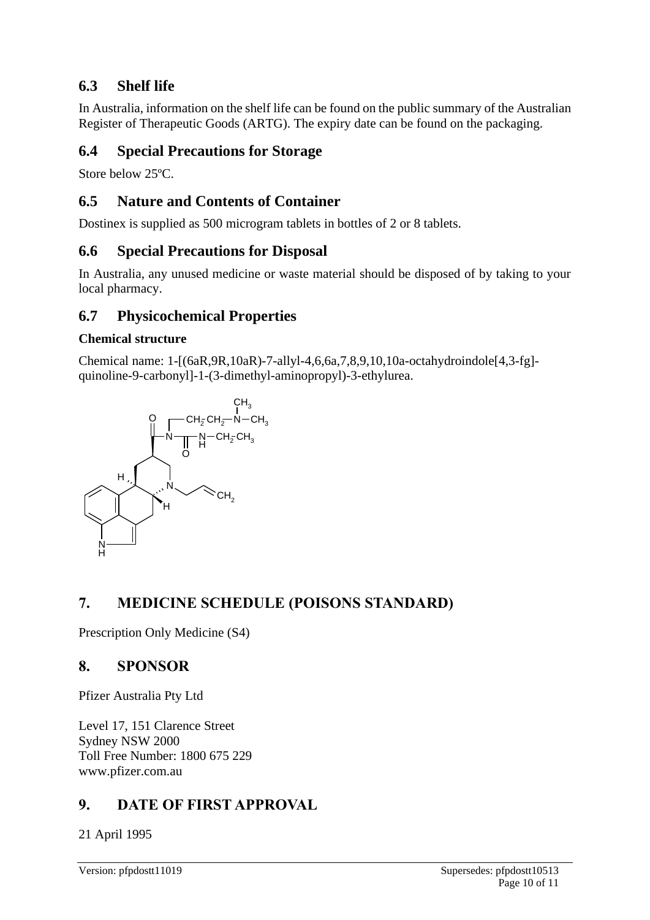## 6.3 Shelf life

In Australia, information on the shelf life can be found on the public summary of the Australian Register of Therapeutic Goods (ARTG). The expiry date can be found on the packaging.

## 6.4 Special Precautions for Storage

Store below 25ºC.

## 6.5 Nature and Contents of Container

Dostinex is supplied as 500 microgram tablets in bottles of 2 or 8 tablets.

## 6.6 Special Precautions for Disposal

In Australia, any unused medicine or waste material should be disposed of by taking to your local pharmacy.

## 6.7 Physicochemical Properties

**Chemical structure**

Chemical name: 1-[(6aR,9R,10aR)-7-allyl-4,6,6a,7,8,9,10,10a-octahydroindole[4,3-fg]-quinoline-9-carbonyl]-1-(3-dimethyl-aminopropyl)-3-ethylurea.

# 7. MEDICINE SCHEDULE (POISONS STANDARD)

Prescription Only Medicine (S4)

# 8. SPONSOR

Pfizer Australia Pty Ltd

Level 17, 151 Clarence Street
Sydney NSW 2000
Toll Free Number: 1800 675 229
www.pfizer.com.au

# 9. DATE OF FIRST APPROVAL

21 April 1995

Version: pfpdostt11019 Supersedes: pfpdostt10513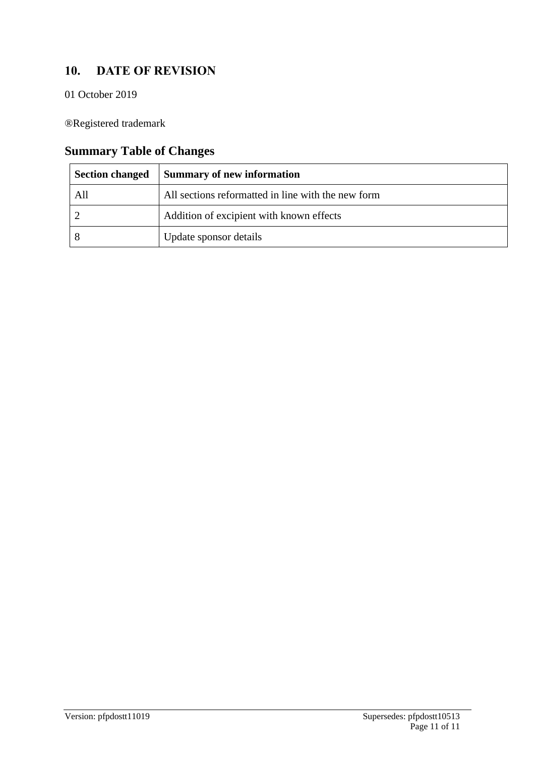## 10. DATE OF REVISION

01 October 2019

®Registered trademark

## Summary Table of Changes

| Section changed | Summary of new information |
|---|---|
| All | All sections reformatted in line with the new form |
| 2 | Addition of excipient with known effects |
| 8 | Update sponsor details |